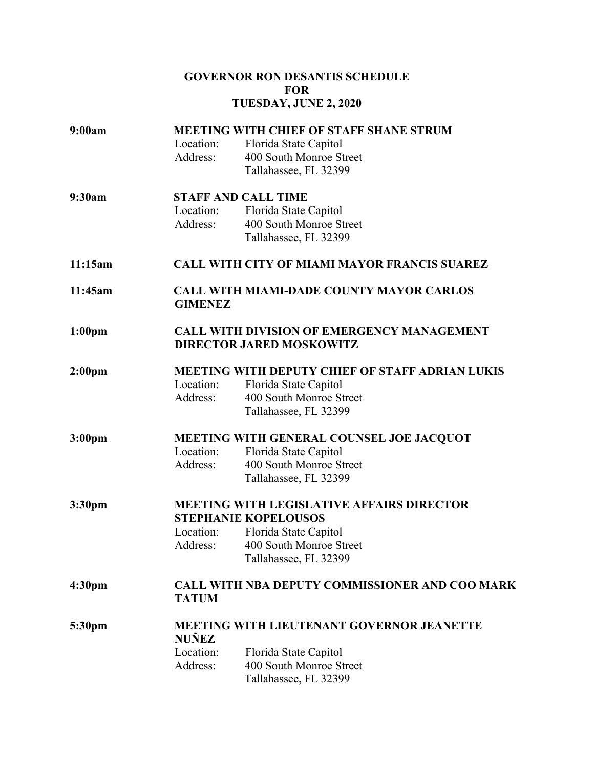# GOVERNOR RON DESANTIS SCHEDULE
# FOR
# TUESDAY, JUNE 2, 2020

**9:00am** **MEETING WITH CHIEF OF STAFF SHANE STRUM**
Location: Florida State Capitol
Address: 400 South Monroe Street
Tallahassee, FL 32399

**9:30am** **STAFF AND CALL TIME**
Location: Florida State Capitol
Address: 400 South Monroe Street
Tallahassee, FL 32399

**11:15am** **CALL WITH CITY OF MIAMI MAYOR FRANCIS SUAREZ**

**11:45am** **CALL WITH MIAMI-DADE COUNTY MAYOR CARLOS GIMENEZ**

**1:00pm** **CALL WITH DIVISION OF EMERGENCY MANAGEMENT DIRECTOR JARED MOSKOWITZ**

**2:00pm** **MEETING WITH DEPUTY CHIEF OF STAFF ADRIAN LUKIS**
Location: Florida State Capitol
Address: 400 South Monroe Street
Tallahassee, FL 32399

**3:00pm** **MEETING WITH GENERAL COUNSEL JOE JACQUOT**
Location: Florida State Capitol
Address: 400 South Monroe Street
Tallahassee, FL 32399

**3:30pm** **MEETING WITH LEGISLATIVE AFFAIRS DIRECTOR STEPHANIE KOPELOUSOS**
Location: Florida State Capitol
Address: 400 South Monroe Street
Tallahassee, FL 32399

**4:30pm** **CALL WITH NBA DEPUTY COMMISSIONER AND COO MARK TATUM**

**5:30pm** **MEETING WITH LIEUTENANT GOVERNOR JEANETTE NUÑEZ**
Location: Florida State Capitol
Address: 400 South Monroe Street
Tallahassee, FL 32399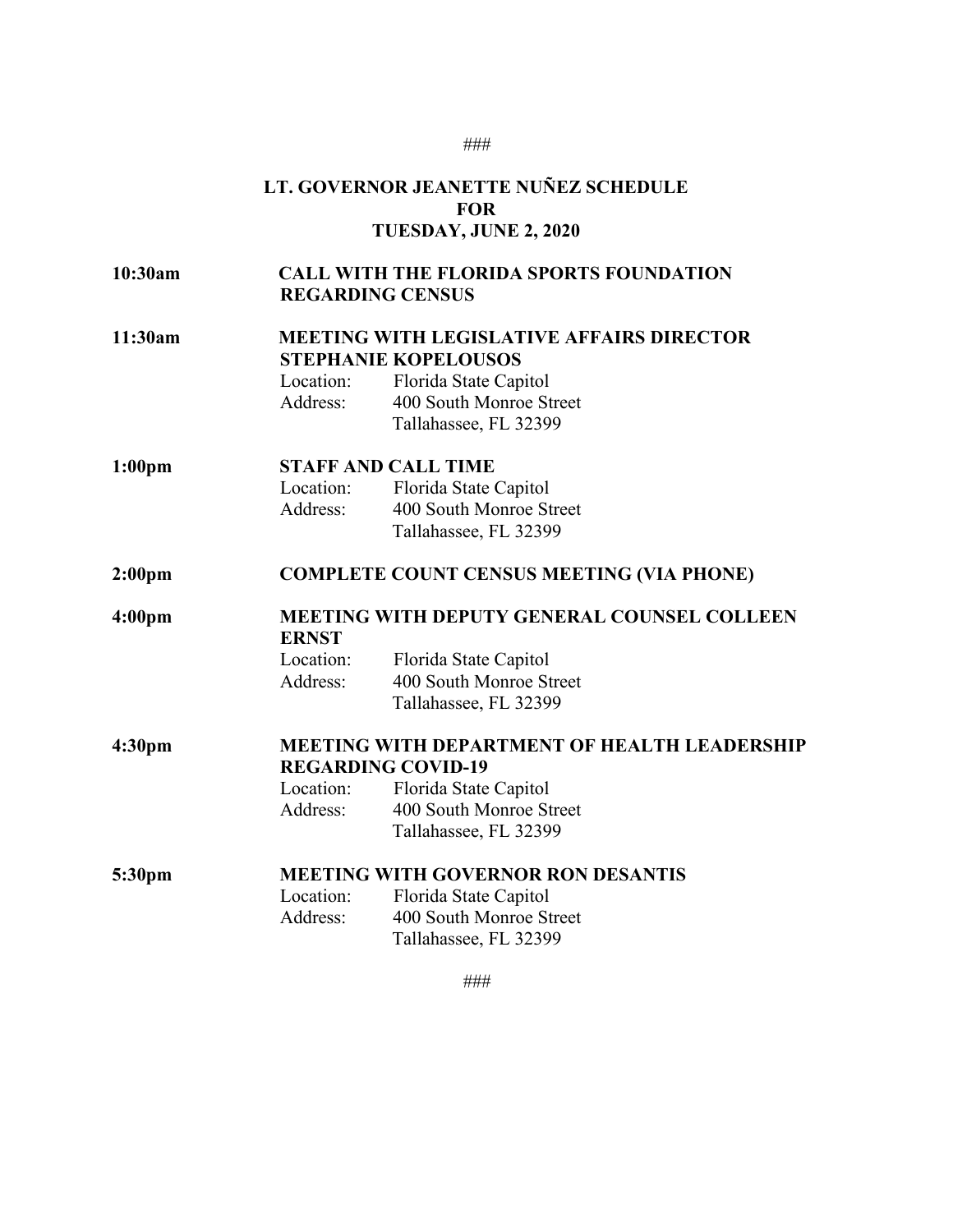###

# LT. GOVERNOR JEANETTE NUÑEZ SCHEDULE
# FOR
# TUESDAY, JUNE 2, 2020

**10:30am** **CALL WITH THE FLORIDA SPORTS FOUNDATION REGARDING CENSUS**

**11:30am** **MEETING WITH LEGISLATIVE AFFAIRS DIRECTOR STEPHANIE KOPELOUSOS**
Location: Florida State Capitol
Address: 400 South Monroe Street
Tallahassee, FL 32399

**1:00pm** **STAFF AND CALL TIME**
Location: Florida State Capitol
Address: 400 South Monroe Street
Tallahassee, FL 32399

**2:00pm** **COMPLETE COUNT CENSUS MEETING (VIA PHONE)**

**4:00pm** **MEETING WITH DEPUTY GENERAL COUNSEL COLLEEN ERNST**
Location: Florida State Capitol
Address: 400 South Monroe Street
Tallahassee, FL 32399

**4:30pm** **MEETING WITH DEPARTMENT OF HEALTH LEADERSHIP REGARDING COVID-19**
Location: Florida State Capitol
Address: 400 South Monroe Street
Tallahassee, FL 32399

**5:30pm** **MEETING WITH GOVERNOR RON DESANTIS**
Location: Florida State Capitol
Address: 400 South Monroe Street
Tallahassee, FL 32399

###